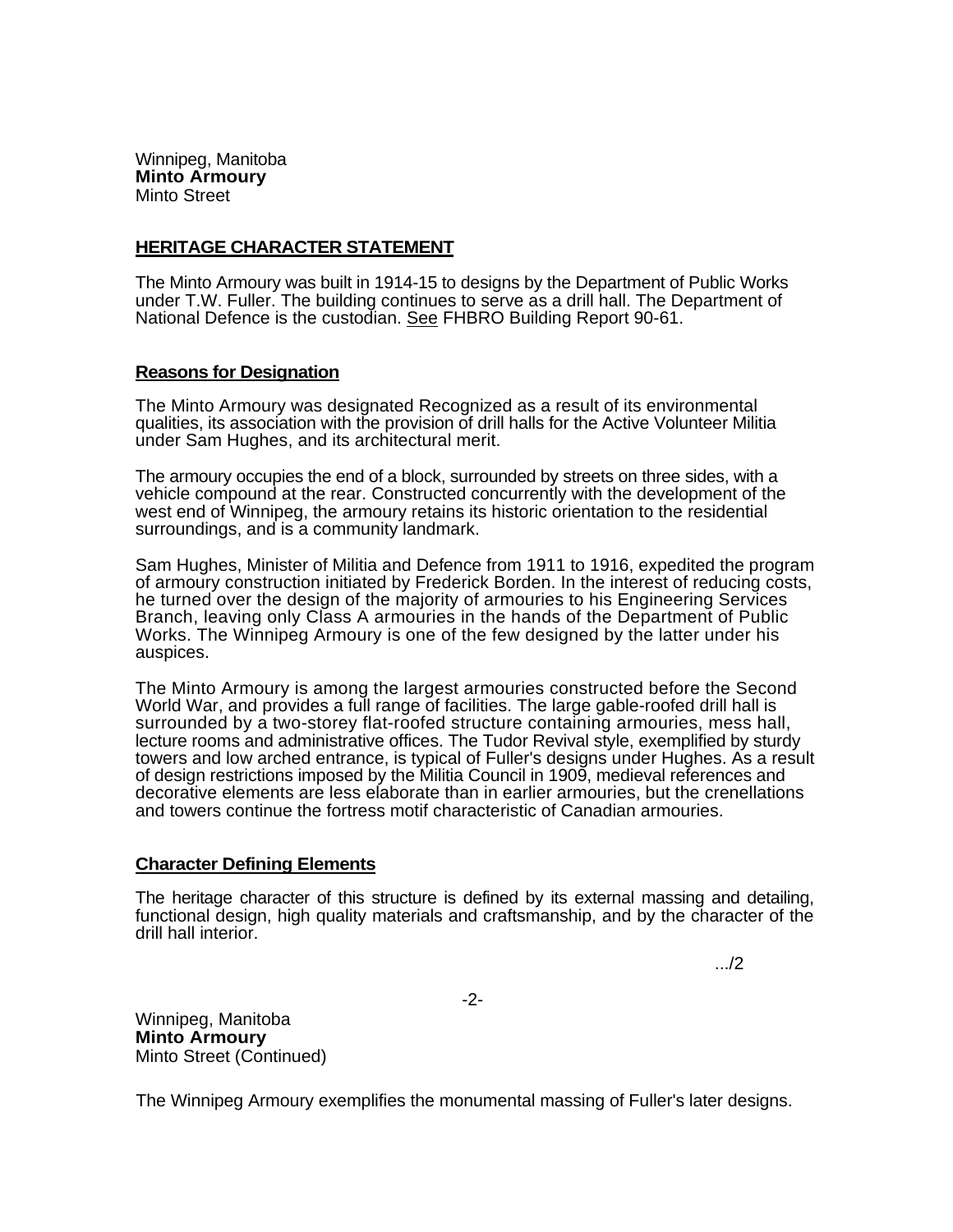Winnipeg, Manitoba
**Minto Armoury**
Minto Street

## HERITAGE CHARACTER STATEMENT

The Minto Armoury was built in 1914-15 to designs by the Department of Public Works under T.W. Fuller. The building continues to serve as a drill hall. The Department of National Defence is the custodian. See FHBRO Building Report 90-61.

### Reasons for Designation

The Minto Armoury was designated Recognized as a result of its environmental qualities, its association with the provision of drill halls for the Active Volunteer Militia under Sam Hughes, and its architectural merit.

The armoury occupies the end of a block, surrounded by streets on three sides, with a vehicle compound at the rear. Constructed concurrently with the development of the west end of Winnipeg, the armoury retains its historic orientation to the residential surroundings, and is a community landmark.

Sam Hughes, Minister of Militia and Defence from 1911 to 1916, expedited the program of armoury construction initiated by Frederick Borden. In the interest of reducing costs, he turned over the design of the majority of armouries to his Engineering Services Branch, leaving only Class A armouries in the hands of the Department of Public Works. The Winnipeg Armoury is one of the few designed by the latter under his auspices.

The Minto Armoury is among the largest armouries constructed before the Second World War, and provides a full range of facilities. The large gable-roofed drill hall is surrounded by a two-storey flat-roofed structure containing armouries, mess hall, lecture rooms and administrative offices. The Tudor Revival style, exemplified by sturdy towers and low arched entrance, is typical of Fuller's designs under Hughes. As a result of design restrictions imposed by the Militia Council in 1909, medieval references and decorative elements are less elaborate than in earlier armouries, but the crenellations and towers continue the fortress motif characteristic of Canadian armouries.

### Character Defining Elements

The heritage character of this structure is defined by its external massing and detailing, functional design, high quality materials and craftsmanship, and by the character of the drill hall interior.

.../2

Winnipeg, Manitoba
**Minto Armoury**
Minto Street (Continued)

The Winnipeg Armoury exemplifies the monumental massing of Fuller's later designs.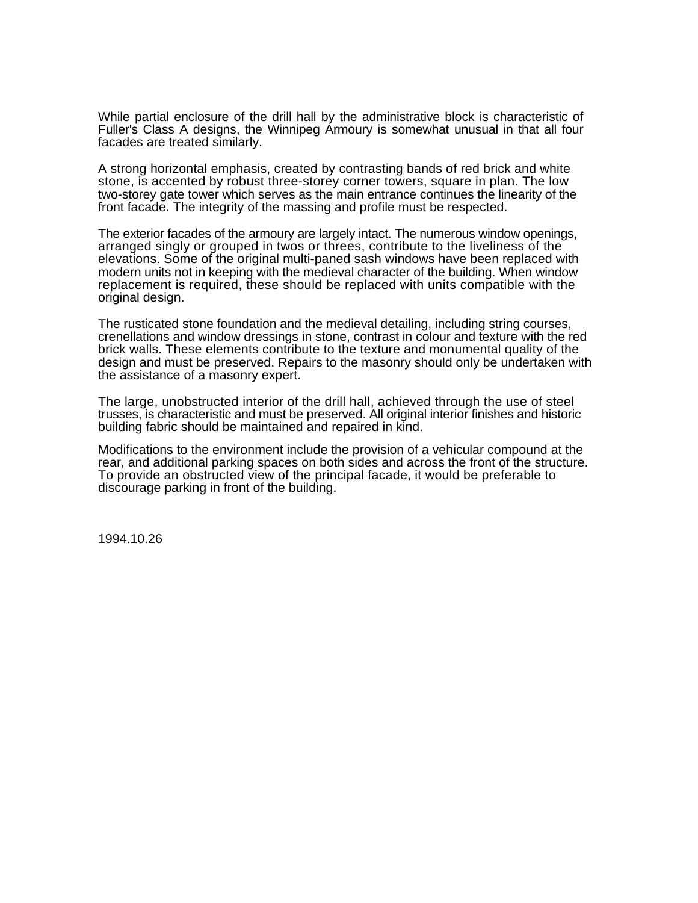While partial enclosure of the drill hall by the administrative block is characteristic of Fuller's Class A designs, the Winnipeg Armoury is somewhat unusual in that all four facades are treated similarly.

A strong horizontal emphasis, created by contrasting bands of red brick and white stone, is accented by robust three-storey corner towers, square in plan. The low two-storey gate tower which serves as the main entrance continues the linearity of the front facade. The integrity of the massing and profile must be respected.

The exterior facades of the armoury are largely intact. The numerous window openings, arranged singly or grouped in twos or threes, contribute to the liveliness of the elevations. Some of the original multi-paned sash windows have been replaced with modern units not in keeping with the medieval character of the building. When window replacement is required, these should be replaced with units compatible with the original design.

The rusticated stone foundation and the medieval detailing, including string courses, crenellations and window dressings in stone, contrast in colour and texture with the red brick walls. These elements contribute to the texture and monumental quality of the design and must be preserved. Repairs to the masonry should only be undertaken with the assistance of a masonry expert.

The large, unobstructed interior of the drill hall, achieved through the use of steel trusses, is characteristic and must be preserved. All original interior finishes and historic building fabric should be maintained and repaired in kind.

Modifications to the environment include the provision of a vehicular compound at the rear, and additional parking spaces on both sides and across the front of the structure. To provide an obstructed view of the principal facade, it would be preferable to discourage parking in front of the building.

1994.10.26